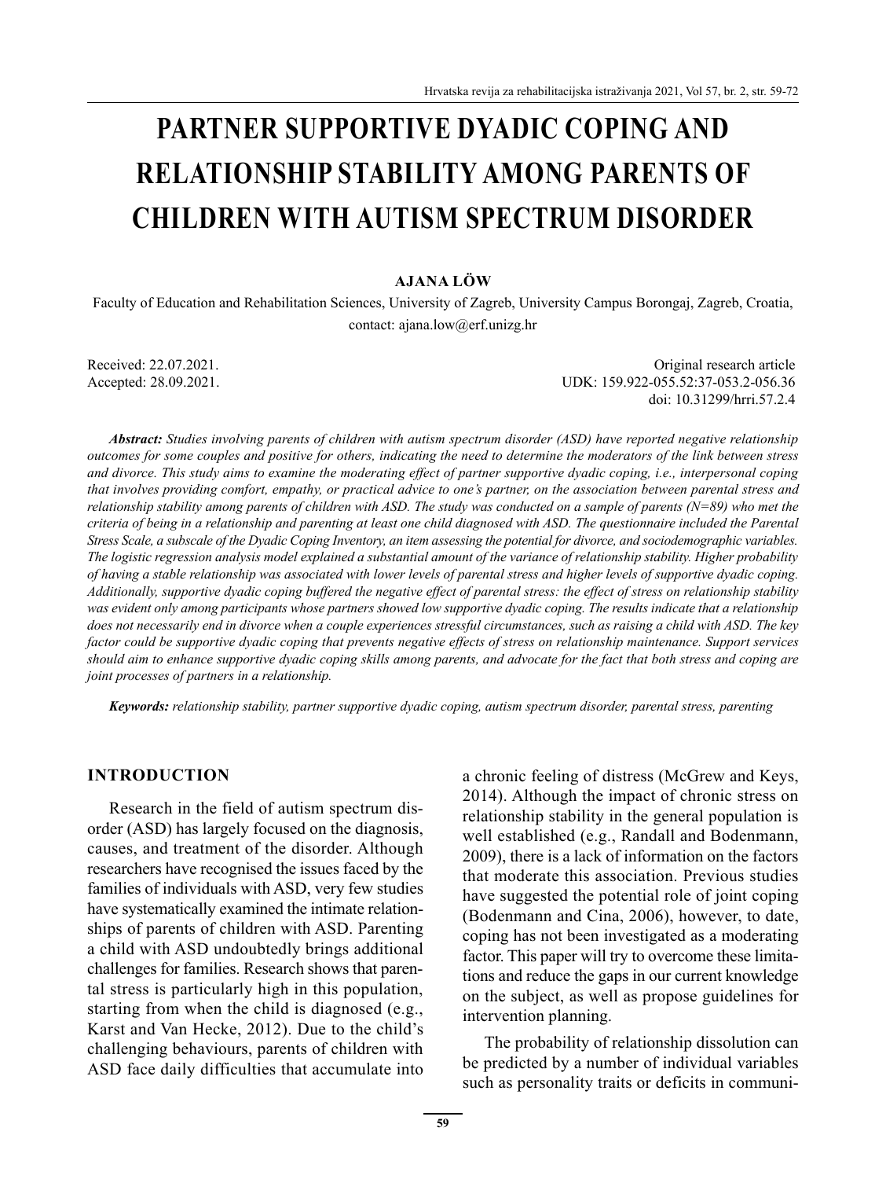# PARTNER SUPPORTIVE DYADIC COPING AND RELATIONSHIP STABILITY AMONG PARENTS OF CHILDREN WITH AUTISM SPECTRUM DISORDER

**AJANA LÖW**

Faculty of Education and Rehabilitation Sciences, University of Zagreb, University Campus Borongaj, Zagreb, Croatia, contact: ajana.low@erf.unizg.hr

Received: 22.07.2021.
Accepted: 28.09.2021.

Original research article
UDK: 159.922-055.52:37-053.2-056.36
doi: 10.31299/hrri.57.2.4

***Abstract:*** *Studies involving parents of children with autism spectrum disorder (ASD) have reported negative relationship outcomes for some couples and positive for others, indicating the need to determine the moderators of the link between stress and divorce. This study aims to examine the moderating effect of partner supportive dyadic coping, i.e., interpersonal coping that involves providing comfort, empathy, or practical advice to one's partner, on the association between parental stress and relationship stability among parents of children with ASD. The study was conducted on a sample of parents (N=89) who met the criteria of being in a relationship and parenting at least one child diagnosed with ASD. The questionnaire included the Parental Stress Scale, a subscale of the Dyadic Coping Inventory, an item assessing the potential for divorce, and sociodemographic variables. The logistic regression analysis model explained a substantial amount of the variance of relationship stability. Higher probability of having a stable relationship was associated with lower levels of parental stress and higher levels of supportive dyadic coping. Additionally, supportive dyadic coping buffered the negative effect of parental stress: the effect of stress on relationship stability was evident only among participants whose partners showed low supportive dyadic coping. The results indicate that a relationship does not necessarily end in divorce when a couple experiences stressful circumstances, such as raising a child with ASD. The key factor could be supportive dyadic coping that prevents negative effects of stress on relationship maintenance. Support services should aim to enhance supportive dyadic coping skills among parents, and advocate for the fact that both stress and coping are joint processes of partners in a relationship.*

***Keywords:*** *relationship stability, partner supportive dyadic coping, autism spectrum disorder, parental stress, parenting*

## INTRODUCTION

Research in the field of autism spectrum disorder (ASD) has largely focused on the diagnosis, causes, and treatment of the disorder. Although researchers have recognised the issues faced by the families of individuals with ASD, very few studies have systematically examined the intimate relationships of parents of children with ASD. Parenting a child with ASD undoubtedly brings additional challenges for families. Research shows that parental stress is particularly high in this population, starting from when the child is diagnosed (e.g., Karst and Van Hecke, 2012). Due to the child's challenging behaviours, parents of children with ASD face daily difficulties that accumulate into a chronic feeling of distress (McGrew and Keys, 2014). Although the impact of chronic stress on relationship stability in the general population is well established (e.g., Randall and Bodenmann, 2009), there is a lack of information on the factors that moderate this association. Previous studies have suggested the potential role of joint coping (Bodenmann and Cina, 2006), however, to date, coping has not been investigated as a moderating factor. This paper will try to overcome these limitations and reduce the gaps in our current knowledge on the subject, as well as propose guidelines for intervention planning.

The probability of relationship dissolution can be predicted by a number of individual variables such as personality traits or deficits in communi-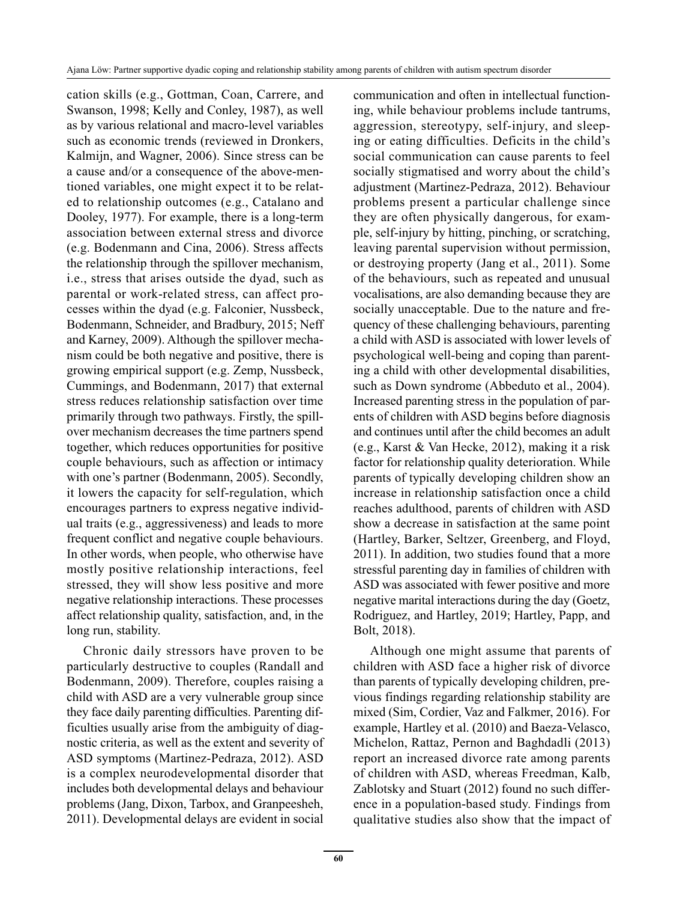cation skills (e.g., Gottman, Coan, Carrere, and Swanson, 1998; Kelly and Conley, 1987), as well as by various relational and macro-level variables such as economic trends (reviewed in Dronkers, Kalmijn, and Wagner, 2006). Since stress can be a cause and/or a consequence of the above-mentioned variables, one might expect it to be related to relationship outcomes (e.g., Catalano and Dooley, 1977). For example, there is a long-term association between external stress and divorce (e.g. Bodenmann and Cina, 2006). Stress affects the relationship through the spillover mechanism, i.e., stress that arises outside the dyad, such as parental or work-related stress, can affect processes within the dyad (e.g. Falconier, Nussbeck, Bodenmann, Schneider, and Bradbury, 2015; Neff and Karney, 2009). Although the spillover mechanism could be both negative and positive, there is growing empirical support (e.g. Zemp, Nussbeck, Cummings, and Bodenmann, 2017) that external stress reduces relationship satisfaction over time primarily through two pathways. Firstly, the spillover mechanism decreases the time partners spend together, which reduces opportunities for positive couple behaviours, such as affection or intimacy with one's partner (Bodenmann, 2005). Secondly, it lowers the capacity for self-regulation, which encourages partners to express negative individual traits (e.g., aggressiveness) and leads to more frequent conflict and negative couple behaviours. In other words, when people, who otherwise have mostly positive relationship interactions, feel stressed, they will show less positive and more negative relationship interactions. These processes affect relationship quality, satisfaction, and, in the long run, stability.

Chronic daily stressors have proven to be particularly destructive to couples (Randall and Bodenmann, 2009). Therefore, couples raising a child with ASD are a very vulnerable group since they face daily parenting difficulties. Parenting difficulties usually arise from the ambiguity of diagnostic criteria, as well as the extent and severity of ASD symptoms (Martinez-Pedraza, 2012). ASD is a complex neurodevelopmental disorder that includes both developmental delays and behaviour problems (Jang, Dixon, Tarbox, and Granpeesheh, 2011). Developmental delays are evident in social communication and often in intellectual functioning, while behaviour problems include tantrums, aggression, stereotypy, self-injury, and sleeping or eating difficulties. Deficits in the child's social communication can cause parents to feel socially stigmatised and worry about the child's adjustment (Martinez-Pedraza, 2012). Behaviour problems present a particular challenge since they are often physically dangerous, for example, self-injury by hitting, pinching, or scratching, leaving parental supervision without permission, or destroying property (Jang et al., 2011). Some of the behaviours, such as repeated and unusual vocalisations, are also demanding because they are socially unacceptable. Due to the nature and frequency of these challenging behaviours, parenting a child with ASD is associated with lower levels of psychological well-being and coping than parenting a child with other developmental disabilities, such as Down syndrome (Abbeduto et al., 2004). Increased parenting stress in the population of parents of children with ASD begins before diagnosis and continues until after the child becomes an adult (e.g., Karst & Van Hecke, 2012), making it a risk factor for relationship quality deterioration. While parents of typically developing children show an increase in relationship satisfaction once a child reaches adulthood, parents of children with ASD show a decrease in satisfaction at the same point (Hartley, Barker, Seltzer, Greenberg, and Floyd, 2011). In addition, two studies found that a more stressful parenting day in families of children with ASD was associated with fewer positive and more negative marital interactions during the day (Goetz, Rodriguez, and Hartley, 2019; Hartley, Papp, and Bolt, 2018).

Although one might assume that parents of children with ASD face a higher risk of divorce than parents of typically developing children, previous findings regarding relationship stability are mixed (Sim, Cordier, Vaz and Falkmer, 2016). For example, Hartley et al. (2010) and Baeza-Velasco, Michelon, Rattaz, Pernon and Baghdadli (2013) report an increased divorce rate among parents of children with ASD, whereas Freedman, Kalb, Zablotsky and Stuart (2012) found no such difference in a population-based study. Findings from qualitative studies also show that the impact of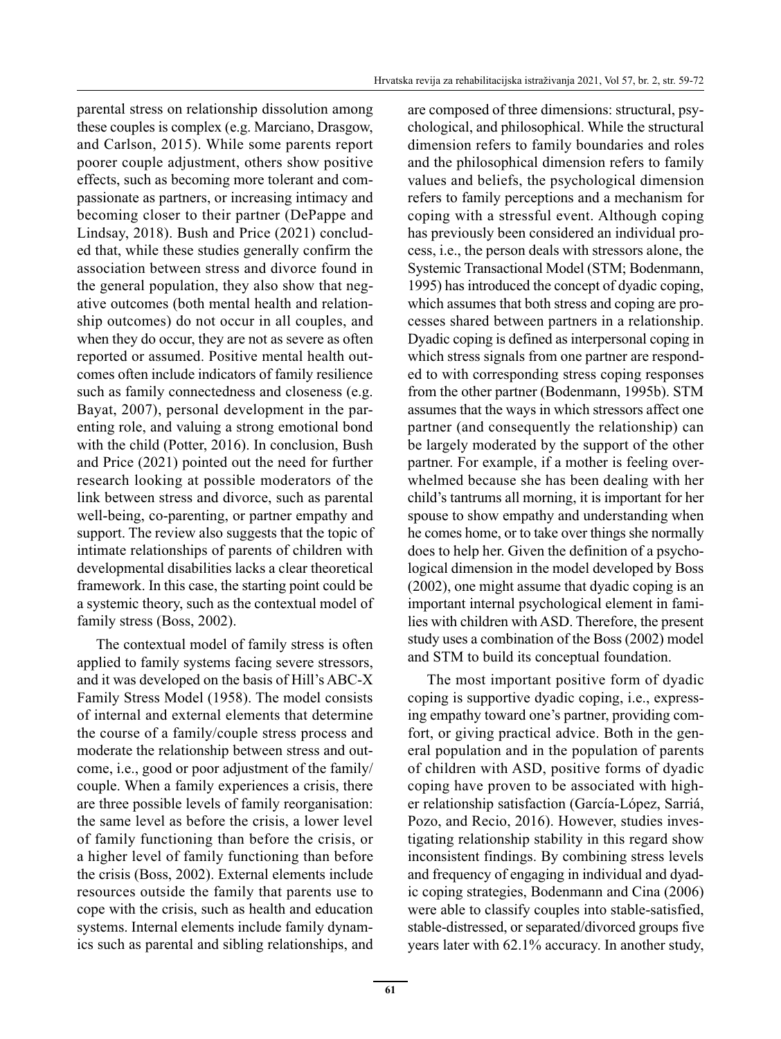parental stress on relationship dissolution among these couples is complex (e.g. Marciano, Drasgow, and Carlson, 2015). While some parents report poorer couple adjustment, others show positive effects, such as becoming more tolerant and compassionate as partners, or increasing intimacy and becoming closer to their partner (DePappe and Lindsay, 2018). Bush and Price (2021) concluded that, while these studies generally confirm the association between stress and divorce found in the general population, they also show that negative outcomes (both mental health and relationship outcomes) do not occur in all couples, and when they do occur, they are not as severe as often reported or assumed. Positive mental health outcomes often include indicators of family resilience such as family connectedness and closeness (e.g. Bayat, 2007), personal development in the parenting role, and valuing a strong emotional bond with the child (Potter, 2016). In conclusion, Bush and Price (2021) pointed out the need for further research looking at possible moderators of the link between stress and divorce, such as parental well-being, co-parenting, or partner empathy and support. The review also suggests that the topic of intimate relationships of parents of children with developmental disabilities lacks a clear theoretical framework. In this case, the starting point could be a systemic theory, such as the contextual model of family stress (Boss, 2002).

The contextual model of family stress is often applied to family systems facing severe stressors, and it was developed on the basis of Hill's ABC-X Family Stress Model (1958). The model consists of internal and external elements that determine the course of a family/couple stress process and moderate the relationship between stress and outcome, i.e., good or poor adjustment of the family/couple. When a family experiences a crisis, there are three possible levels of family reorganisation: the same level as before the crisis, a lower level of family functioning than before the crisis, or a higher level of family functioning than before the crisis (Boss, 2002). External elements include resources outside the family that parents use to cope with the crisis, such as health and education systems. Internal elements include family dynamics such as parental and sibling relationships, and are composed of three dimensions: structural, psychological, and philosophical. While the structural dimension refers to family boundaries and roles and the philosophical dimension refers to family values and beliefs, the psychological dimension refers to family perceptions and a mechanism for coping with a stressful event. Although coping has previously been considered an individual process, i.e., the person deals with stressors alone, the Systemic Transactional Model (STM; Bodenmann, 1995) has introduced the concept of dyadic coping, which assumes that both stress and coping are processes shared between partners in a relationship. Dyadic coping is defined as interpersonal coping in which stress signals from one partner are responded to with corresponding stress coping responses from the other partner (Bodenmann, 1995b). STM assumes that the ways in which stressors affect one partner (and consequently the relationship) can be largely moderated by the support of the other partner. For example, if a mother is feeling overwhelmed because she has been dealing with her child's tantrums all morning, it is important for her spouse to show empathy and understanding when he comes home, or to take over things she normally does to help her. Given the definition of a psychological dimension in the model developed by Boss (2002), one might assume that dyadic coping is an important internal psychological element in families with children with ASD. Therefore, the present study uses a combination of the Boss (2002) model and STM to build its conceptual foundation.

The most important positive form of dyadic coping is supportive dyadic coping, i.e., expressing empathy toward one's partner, providing comfort, or giving practical advice. Both in the general population and in the population of parents of children with ASD, positive forms of dyadic coping have proven to be associated with higher relationship satisfaction (García-López, Sarriá, Pozo, and Recio, 2016). However, studies investigating relationship stability in this regard show inconsistent findings. By combining stress levels and frequency of engaging in individual and dyadic coping strategies, Bodenmann and Cina (2006) were able to classify couples into stable-satisfied, stable-distressed, or separated/divorced groups five years later with 62.1% accuracy. In another study,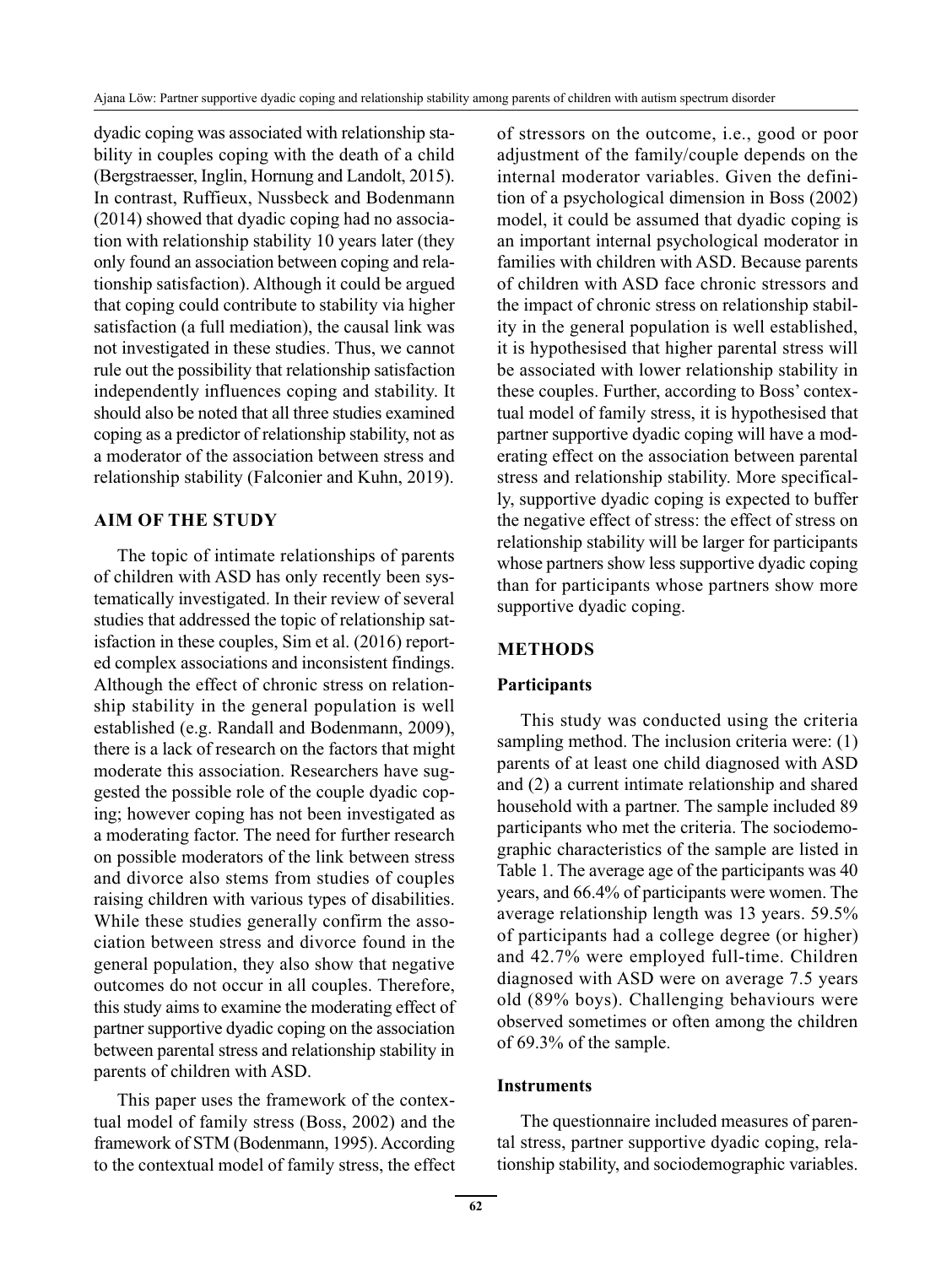dyadic coping was associated with relationship stability in couples coping with the death of a child (Bergstraesser, Inglin, Hornung and Landolt, 2015). In contrast, Ruffieux, Nussbeck and Bodenmann (2014) showed that dyadic coping had no association with relationship stability 10 years later (they only found an association between coping and relationship satisfaction). Although it could be argued that coping could contribute to stability via higher satisfaction (a full mediation), the causal link was not investigated in these studies. Thus, we cannot rule out the possibility that relationship satisfaction independently influences coping and stability. It should also be noted that all three studies examined coping as a predictor of relationship stability, not as a moderator of the association between stress and relationship stability (Falconier and Kuhn, 2019).

## AIM OF THE STUDY

The topic of intimate relationships of parents of children with ASD has only recently been systematically investigated. In their review of several studies that addressed the topic of relationship satisfaction in these couples, Sim et al. (2016) reported complex associations and inconsistent findings. Although the effect of chronic stress on relationship stability in the general population is well established (e.g. Randall and Bodenmann, 2009), there is a lack of research on the factors that might moderate this association. Researchers have suggested the possible role of the couple dyadic coping; however coping has not been investigated as a moderating factor. The need for further research on possible moderators of the link between stress and divorce also stems from studies of couples raising children with various types of disabilities. While these studies generally confirm the association between stress and divorce found in the general population, they also show that negative outcomes do not occur in all couples. Therefore, this study aims to examine the moderating effect of partner supportive dyadic coping on the association between parental stress and relationship stability in parents of children with ASD.

This paper uses the framework of the contextual model of family stress (Boss, 2002) and the framework of STM (Bodenmann, 1995). According to the contextual model of family stress, the effect of stressors on the outcome, i.e., good or poor adjustment of the family/couple depends on the internal moderator variables. Given the definition of a psychological dimension in Boss (2002) model, it could be assumed that dyadic coping is an important internal psychological moderator in families with children with ASD. Because parents of children with ASD face chronic stressors and the impact of chronic stress on relationship stability in the general population is well established, it is hypothesised that higher parental stress will be associated with lower relationship stability in these couples. Further, according to Boss' contextual model of family stress, it is hypothesised that partner supportive dyadic coping will have a moderating effect on the association between parental stress and relationship stability. More specifically, supportive dyadic coping is expected to buffer the negative effect of stress: the effect of stress on relationship stability will be larger for participants whose partners show less supportive dyadic coping than for participants whose partners show more supportive dyadic coping.

## METHODS

### Participants

This study was conducted using the criteria sampling method. The inclusion criteria were: (1) parents of at least one child diagnosed with ASD and (2) a current intimate relationship and shared household with a partner. The sample included 89 participants who met the criteria. The sociodemographic characteristics of the sample are listed in Table 1. The average age of the participants was 40 years, and 66.4% of participants were women. The average relationship length was 13 years. 59.5% of participants had a college degree (or higher) and 42.7% were employed full-time. Children diagnosed with ASD were on average 7.5 years old (89% boys). Challenging behaviours were observed sometimes or often among the children of 69.3% of the sample.

### Instruments

The questionnaire included measures of parental stress, partner supportive dyadic coping, relationship stability, and sociodemographic variables.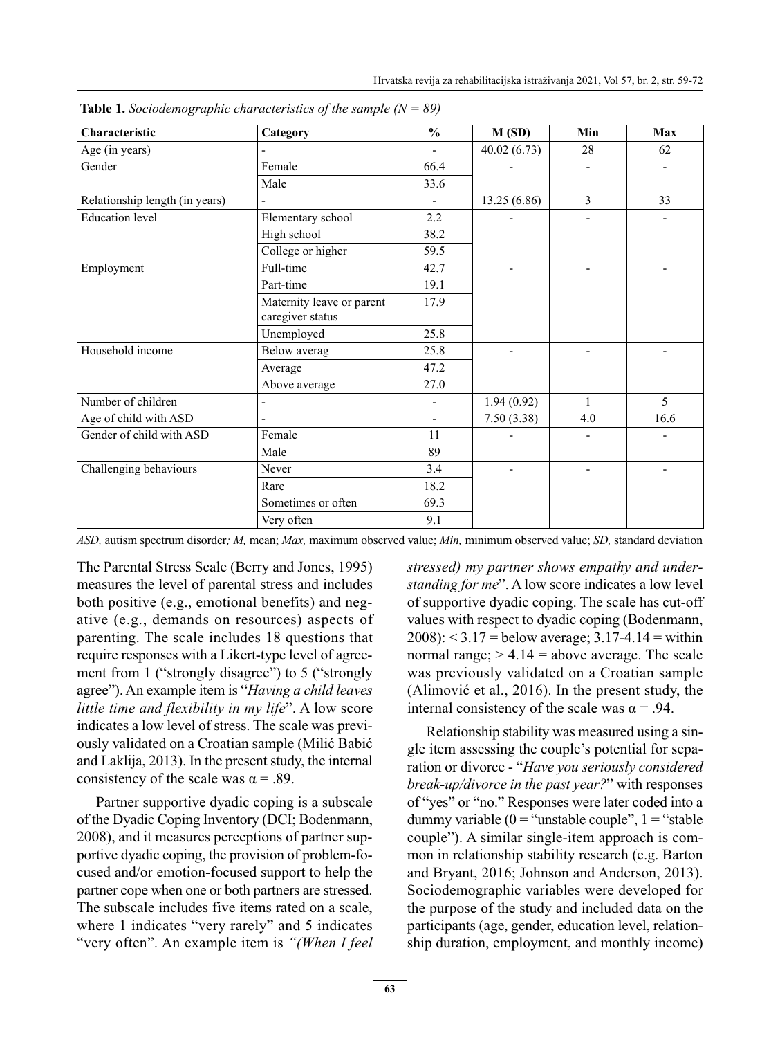**Table 1.** *Sociodemographic characteristics of the sample (N = 89)*

| Characteristic | Category | % | M (SD) | Min | Max |
|---|---|---|---|---|---|
| Age (in years) | - | - | 40.02 (6.73) | 28 | 62 |
| Gender | Female | 66.4 | - | - | - |
| | Male | 33.6 | | | |
| Relationship length (in years) | - | - | 13.25 (6.86) | 3 | 33 |
| Education level | Elementary school | 2.2 | - | - | - |
| | High school | 38.2 | | | |
| | College or higher | 59.5 | | | |
| Employment | Full-time | 42.7 | - | - | - |
| | Part-time | 19.1 | | | |
| | Maternity leave or parent caregiver status | 17.9 | | | |
| | Unemployed | 25.8 | | | |
| Household income | Below averag | 25.8 | - | - | - |
| | Average | 47.2 | | | |
| | Above average | 27.0 | | | |
| Number of children | - | - | 1.94 (0.92) | 1 | 5 |
| Age of child with ASD | - | - | 7.50 (3.38) | 4.0 | 16.6 |
| Gender of child with ASD | Female | 11 | - | - | - |
| | Male | 89 | | | |
| Challenging behaviours | Never | 3.4 | - | - | - |
| | Rare | 18.2 | | | |
| | Sometimes or often | 69.3 | | | |
| | Very often | 9.1 | | | |

*ASD,* autism spectrum disorder*; M,* mean; *Max,* maximum observed value; *Min,* minimum observed value; *SD,* standard deviation

The Parental Stress Scale (Berry and Jones, 1995) measures the level of parental stress and includes both positive (e.g., emotional benefits) and negative (e.g., demands on resources) aspects of parenting. The scale includes 18 questions that require responses with a Likert-type level of agreement from 1 ("strongly disagree") to 5 ("strongly agree"). An example item is "*Having a child leaves little time and flexibility in my life*". A low score indicates a low level of stress. The scale was previously validated on a Croatian sample (Milić Babić and Laklija, 2013). In the present study, the internal consistency of the scale was $\alpha = .89$.

Partner supportive dyadic coping is a subscale of the Dyadic Coping Inventory (DCI; Bodenmann, 2008), and it measures perceptions of partner supportive dyadic coping, the provision of problem-focused and/or emotion-focused support to help the partner cope when one or both partners are stressed. The subscale includes five items rated on a scale, where 1 indicates "very rarely" and 5 indicates "very often". An example item is *"(When I feel stressed) my partner shows empathy and understanding for me*". A low score indicates a low level of supportive dyadic coping. The scale has cut-off values with respect to dyadic coping (Bodenmann, 2008): $< 3.17$ = below average; 3.17-4.14 = within normal range; $> 4.14$ = above average. The scale was previously validated on a Croatian sample (Alimović et al., 2016). In the present study, the internal consistency of the scale was $\alpha = .94$.

Relationship stability was measured using a single item assessing the couple's potential for separation or divorce - "*Have you seriously considered break-up/divorce in the past year?*" with responses of "yes" or "no." Responses were later coded into a dummy variable (0 = "unstable couple", 1 = "stable couple"). A similar single-item approach is common in relationship stability research (e.g. Barton and Bryant, 2016; Johnson and Anderson, 2013). Sociodemographic variables were developed for the purpose of the study and included data on the participants (age, gender, education level, relationship duration, employment, and monthly income)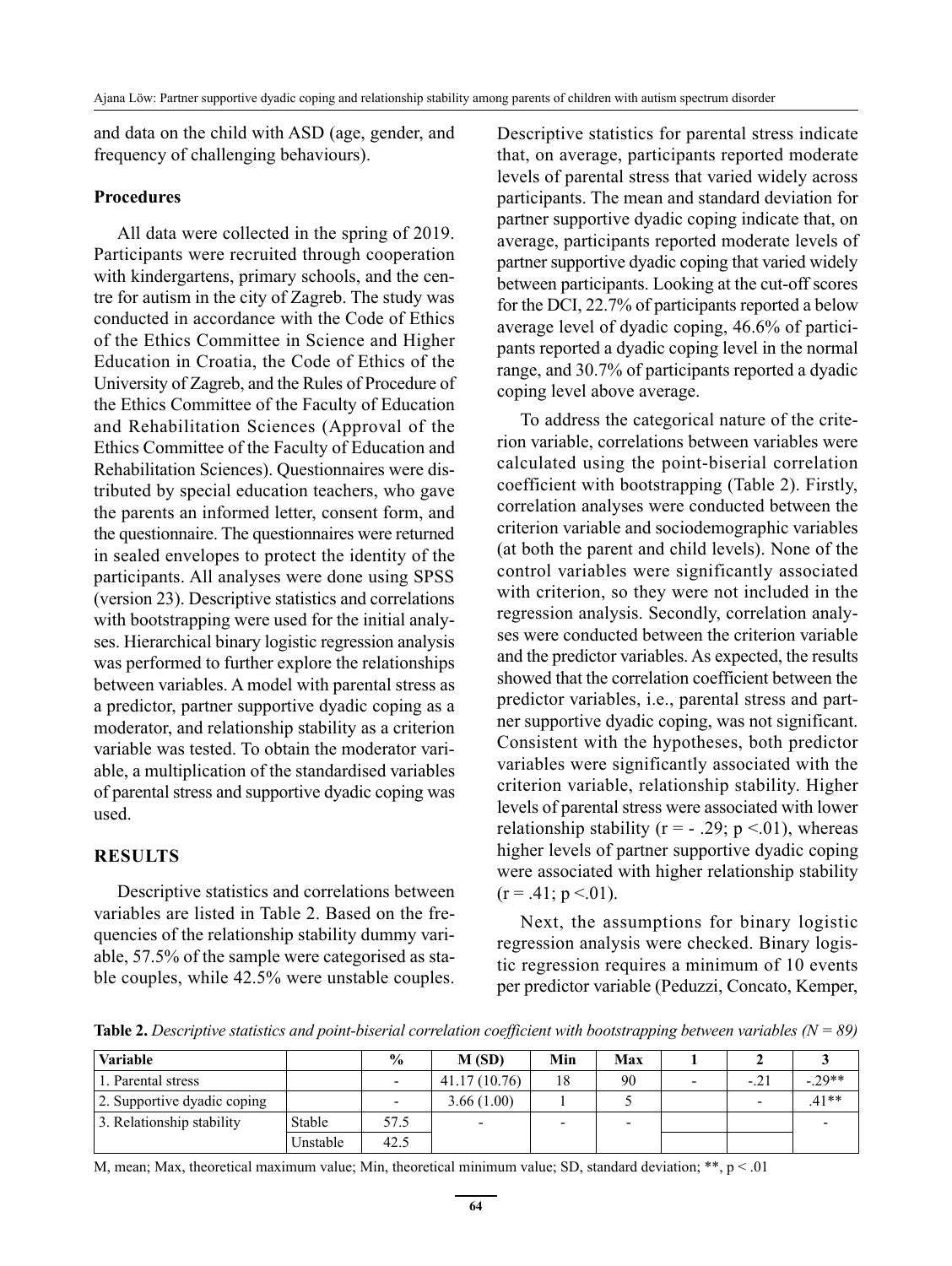and data on the child with ASD (age, gender, and frequency of challenging behaviours).

### Procedures

All data were collected in the spring of 2019. Participants were recruited through cooperation with kindergartens, primary schools, and the centre for autism in the city of Zagreb. The study was conducted in accordance with the Code of Ethics of the Ethics Committee in Science and Higher Education in Croatia, the Code of Ethics of the University of Zagreb, and the Rules of Procedure of the Ethics Committee of the Faculty of Education and Rehabilitation Sciences (Approval of the Ethics Committee of the Faculty of Education and Rehabilitation Sciences). Questionnaires were distributed by special education teachers, who gave the parents an informed letter, consent form, and the questionnaire. The questionnaires were returned in sealed envelopes to protect the identity of the participants. All analyses were done using SPSS (version 23). Descriptive statistics and correlations with bootstrapping were used for the initial analyses. Hierarchical binary logistic regression analysis was performed to further explore the relationships between variables. A model with parental stress as a predictor, partner supportive dyadic coping as a moderator, and relationship stability as a criterion variable was tested. To obtain the moderator variable, a multiplication of the standardised variables of parental stress and supportive dyadic coping was used.

## RESULTS

Descriptive statistics and correlations between variables are listed in Table 2. Based on the frequencies of the relationship stability dummy variable, 57.5% of the sample were categorised as stable couples, while 42.5% were unstable couples. Descriptive statistics for parental stress indicate that, on average, participants reported moderate levels of parental stress that varied widely across participants. The mean and standard deviation for partner supportive dyadic coping indicate that, on average, participants reported moderate levels of partner supportive dyadic coping that varied widely between participants. Looking at the cut-off scores for the DCI, 22.7% of participants reported a below average level of dyadic coping, 46.6% of participants reported a dyadic coping level in the normal range, and 30.7% of participants reported a dyadic coping level above average.

To address the categorical nature of the criterion variable, correlations between variables were calculated using the point-biserial correlation coefficient with bootstrapping (Table 2). Firstly, correlation analyses were conducted between the criterion variable and sociodemographic variables (at both the parent and child levels). None of the control variables were significantly associated with criterion, so they were not included in the regression analysis. Secondly, correlation analyses were conducted between the criterion variable and the predictor variables. As expected, the results showed that the correlation coefficient between the predictor variables, i.e., parental stress and partner supportive dyadic coping, was not significant. Consistent with the hypotheses, both predictor variables were significantly associated with the criterion variable, relationship stability. Higher levels of parental stress were associated with lower relationship stability ($r = -.29$; $p < .01$), whereas higher levels of partner supportive dyadic coping were associated with higher relationship stability ($r = .41$; $p < .01$).

Next, the assumptions for binary logistic regression analysis were checked. Binary logistic regression requires a minimum of 10 events per predictor variable (Peduzzi, Concato, Kemper,

**Table 2.** *Descriptive statistics and point-biserial correlation coefficient with bootstrapping between variables (N = 89)*

| Variable | | % | M (SD) | Min | Max | 1 | 2 | 3 |
|---|---|---|---|---|---|---|---|---|
| 1. Parental stress | | - | 41.17 (10.76) | 18 | 90 | - | -.21 | -.29** |
| 2. Supportive dyadic coping | | - | 3.66 (1.00) | 1 | 5 | | - | .41** |
| 3. Relationship stability | Stable | 57.5 | - | - | - | | | - |
| | Unstable | 42.5 | | | | | | |

M, mean; Max, theoretical maximum value; Min, theoretical minimum value; SD, standard deviation; **, p < .01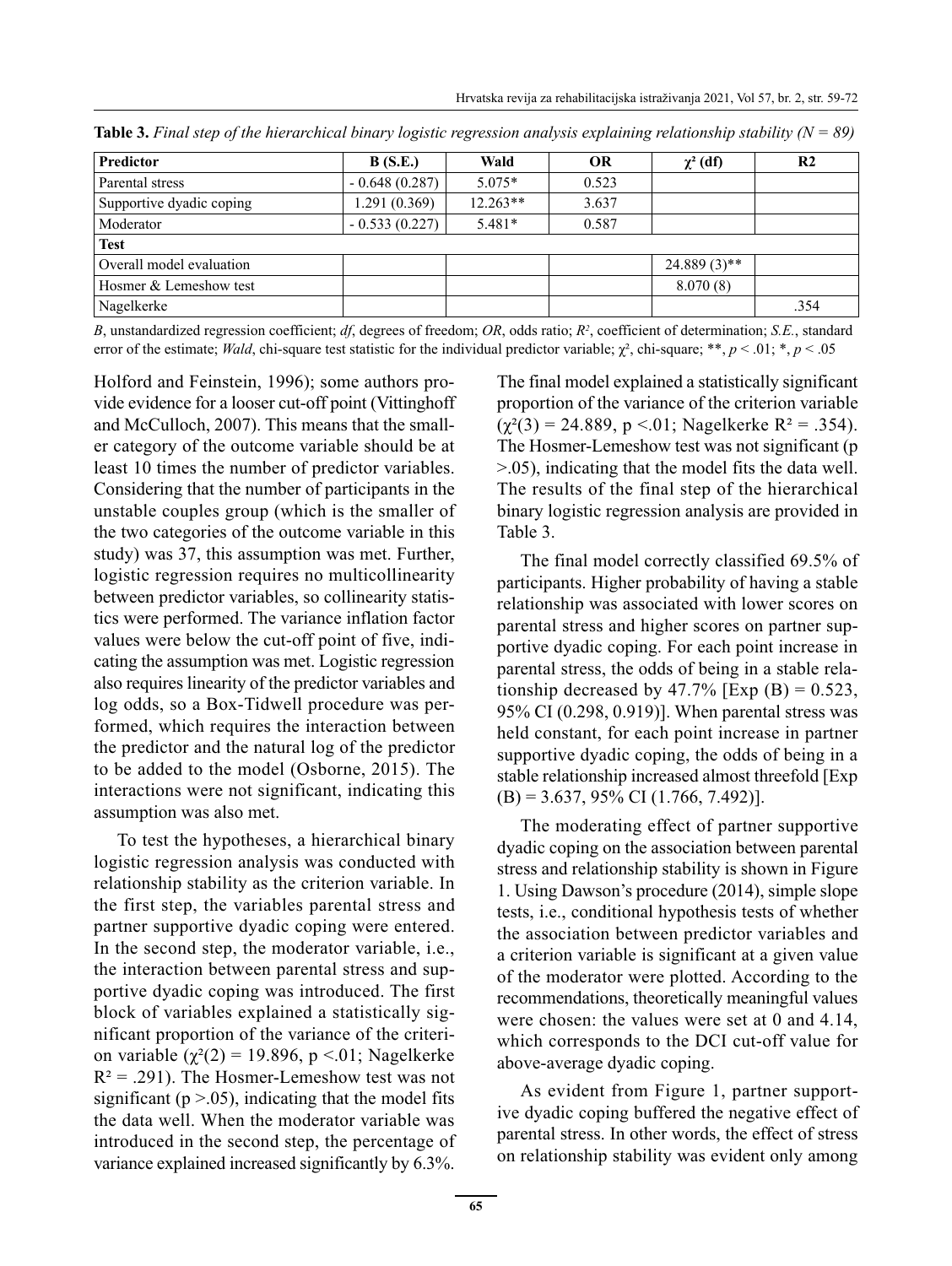**Table 3.** *Final step of the hierarchical binary logistic regression analysis explaining relationship stability (N = 89)*

| Predictor | B (S.E.) | Wald | OR | $\chi^2$ (df) | R2 |
|---|---|---|---|---|---|
| Parental stress | - 0.648 (0.287) | 5.075* | 0.523 | | |
| Supportive dyadic coping | 1.291 (0.369) | 12.263** | 3.637 | | |
| Moderator | - 0.533 (0.227) | 5.481* | 0.587 | | |
| **Test** | | | | | |
| Overall model evaluation | | | | 24.889 (3)** | |
| Hosmer & Lemeshow test | | | | 8.070 (8) | |
| Nagelkerke | | | | | .354 |

*B*, unstandardized regression coefficient; *df*, degrees of freedom; *OR*, odds ratio; $R^2$, coefficient of determination; *S.E.*, standard error of the estimate; *Wald*, chi-square test statistic for the individual predictor variable; $\chi^2$, chi-square; **, $p < .01$; *, $p < .05$

Holford and Feinstein, 1996); some authors provide evidence for a looser cut-off point (Vittinghoff and McCulloch, 2007). This means that the smaller category of the outcome variable should be at least 10 times the number of predictor variables. Considering that the number of participants in the unstable couples group (which is the smaller of the two categories of the outcome variable in this study) was 37, this assumption was met. Further, logistic regression requires no multicollinearity between predictor variables, so collinearity statistics were performed. The variance inflation factor values were below the cut-off point of five, indicating the assumption was met. Logistic regression also requires linearity of the predictor variables and log odds, so a Box-Tidwell procedure was performed, which requires the interaction between the predictor and the natural log of the predictor to be added to the model (Osborne, 2015). The interactions were not significant, indicating this assumption was also met.

To test the hypotheses, a hierarchical binary logistic regression analysis was conducted with relationship stability as the criterion variable. In the first step, the variables parental stress and partner supportive dyadic coping were entered. In the second step, the moderator variable, i.e., the interaction between parental stress and supportive dyadic coping was introduced. The first block of variables explained a statistically significant proportion of the variance of the criterion variable ($\chi^2(2) = 19.896$, $p < .01$; Nagelkerke $R^2 = .291$). The Hosmer-Lemeshow test was not significant ($p > .05$), indicating that the model fits the data well. When the moderator variable was introduced in the second step, the percentage of variance explained increased significantly by 6.3%. The final model explained a statistically significant proportion of the variance of the criterion variable ($\chi^2(3) = 24.889$, $p < .01$; Nagelkerke $R^2 = .354$). The Hosmer-Lemeshow test was not significant ($p > .05$), indicating that the model fits the data well. The results of the final step of the hierarchical binary logistic regression analysis are provided in Table 3.

The final model correctly classified 69.5% of participants. Higher probability of having a stable relationship was associated with lower scores on parental stress and higher scores on partner supportive dyadic coping. For each point increase in parental stress, the odds of being in a stable relationship decreased by 47.7% [Exp (B) = 0.523, 95% CI (0.298, 0.919)]. When parental stress was held constant, for each point increase in partner supportive dyadic coping, the odds of being in a stable relationship increased almost threefold [Exp (B) = 3.637, 95% CI (1.766, 7.492)].

The moderating effect of partner supportive dyadic coping on the association between parental stress and relationship stability is shown in Figure 1. Using Dawson's procedure (2014), simple slope tests, i.e., conditional hypothesis tests of whether the association between predictor variables and a criterion variable is significant at a given value of the moderator were plotted. According to the recommendations, theoretically meaningful values were chosen: the values were set at 0 and 4.14, which corresponds to the DCI cut-off value for above-average dyadic coping.

As evident from Figure 1, partner supportive dyadic coping buffered the negative effect of parental stress. In other words, the effect of stress on relationship stability was evident only among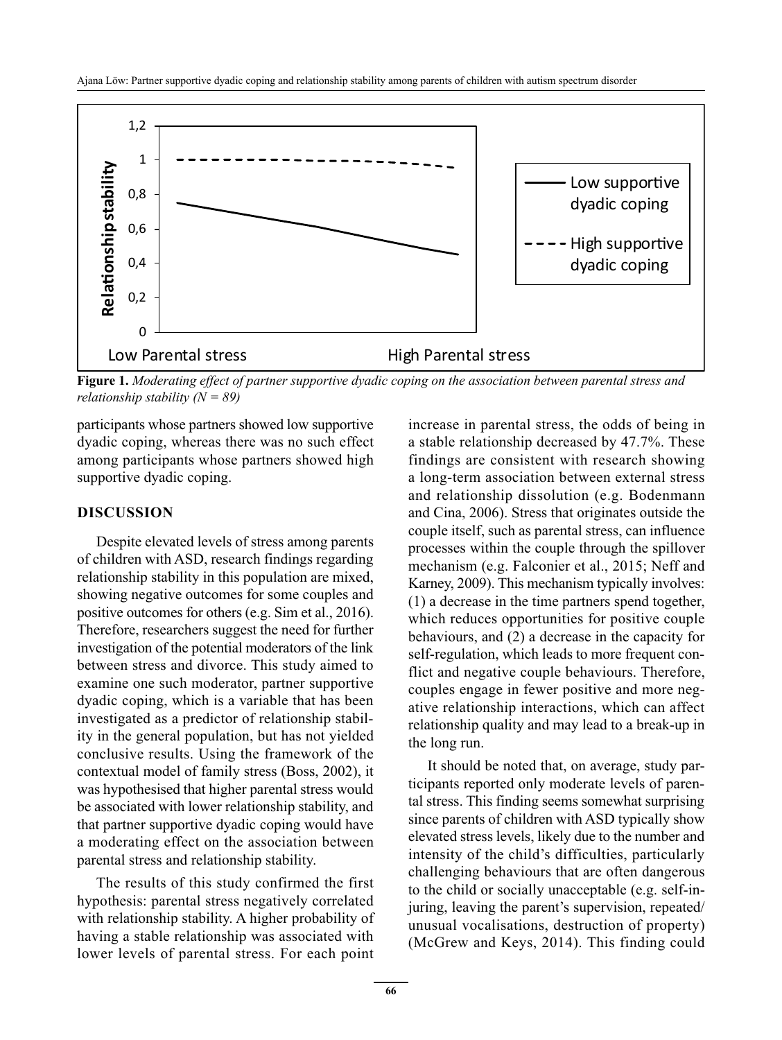**Figure 1.** *Moderating effect of partner supportive dyadic coping on the association between parental stress and relationship stability (N = 89)*

participants whose partners showed low supportive dyadic coping, whereas there was no such effect among participants whose partners showed high supportive dyadic coping.

## DISCUSSION

Despite elevated levels of stress among parents of children with ASD, research findings regarding relationship stability in this population are mixed, showing negative outcomes for some couples and positive outcomes for others (e.g. Sim et al., 2016). Therefore, researchers suggest the need for further investigation of the potential moderators of the link between stress and divorce. This study aimed to examine one such moderator, partner supportive dyadic coping, which is a variable that has been investigated as a predictor of relationship stability in the general population, but has not yielded conclusive results. Using the framework of the contextual model of family stress (Boss, 2002), it was hypothesised that higher parental stress would be associated with lower relationship stability, and that partner supportive dyadic coping would have a moderating effect on the association between parental stress and relationship stability.

The results of this study confirmed the first hypothesis: parental stress negatively correlated with relationship stability. A higher probability of having a stable relationship was associated with lower levels of parental stress. For each point increase in parental stress, the odds of being in a stable relationship decreased by 47.7%. These findings are consistent with research showing a long-term association between external stress and relationship dissolution (e.g. Bodenmann and Cina, 2006). Stress that originates outside the couple itself, such as parental stress, can influence processes within the couple through the spillover mechanism (e.g. Falconier et al., 2015; Neff and Karney, 2009). This mechanism typically involves: (1) a decrease in the time partners spend together, which reduces opportunities for positive couple behaviours, and (2) a decrease in the capacity for self-regulation, which leads to more frequent conflict and negative couple behaviours. Therefore, couples engage in fewer positive and more negative relationship interactions, which can affect relationship quality and may lead to a break-up in the long run.

It should be noted that, on average, study participants reported only moderate levels of parental stress. This finding seems somewhat surprising since parents of children with ASD typically show elevated stress levels, likely due to the number and intensity of the child's difficulties, particularly challenging behaviours that are often dangerous to the child or socially unacceptable (e.g. self-injuring, leaving the parent's supervision, repeated/unusual vocalisations, destruction of property) (McGrew and Keys, 2014). This finding could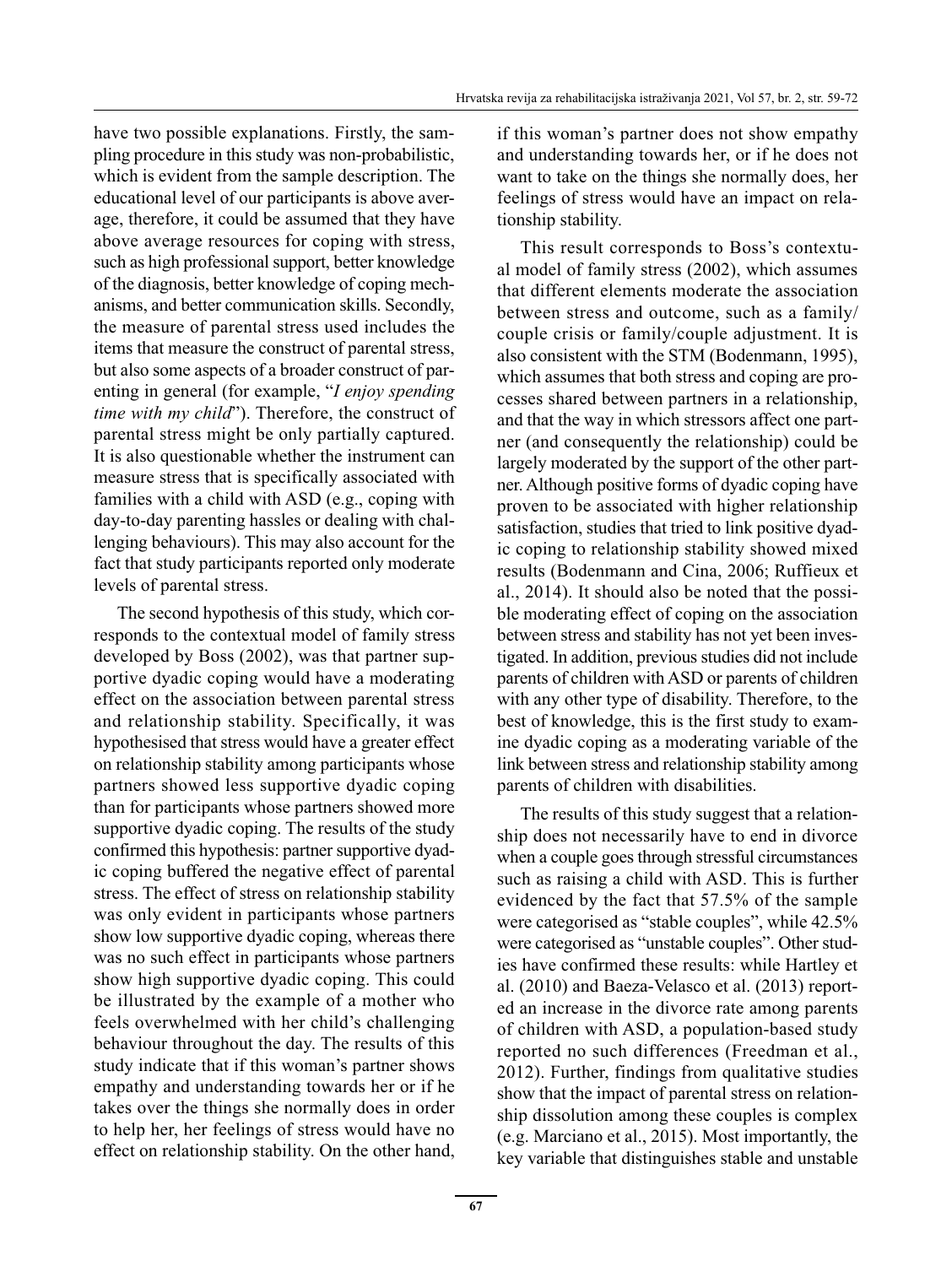have two possible explanations. Firstly, the sampling procedure in this study was non-probabilistic, which is evident from the sample description. The educational level of our participants is above average, therefore, it could be assumed that they have above average resources for coping with stress, such as high professional support, better knowledge of the diagnosis, better knowledge of coping mechanisms, and better communication skills. Secondly, the measure of parental stress used includes the items that measure the construct of parental stress, but also some aspects of a broader construct of parenting in general (for example, "*I enjoy spending time with my child*"). Therefore, the construct of parental stress might be only partially captured. It is also questionable whether the instrument can measure stress that is specifically associated with families with a child with ASD (e.g., coping with day-to-day parenting hassles or dealing with challenging behaviours). This may also account for the fact that study participants reported only moderate levels of parental stress.

The second hypothesis of this study, which corresponds to the contextual model of family stress developed by Boss (2002), was that partner supportive dyadic coping would have a moderating effect on the association between parental stress and relationship stability. Specifically, it was hypothesised that stress would have a greater effect on relationship stability among participants whose partners showed less supportive dyadic coping than for participants whose partners showed more supportive dyadic coping. The results of the study confirmed this hypothesis: partner supportive dyadic coping buffered the negative effect of parental stress. The effect of stress on relationship stability was only evident in participants whose partners show low supportive dyadic coping, whereas there was no such effect in participants whose partners show high supportive dyadic coping. This could be illustrated by the example of a mother who feels overwhelmed with her child's challenging behaviour throughout the day. The results of this study indicate that if this woman's partner shows empathy and understanding towards her or if he takes over the things she normally does in order to help her, her feelings of stress would have no effect on relationship stability. On the other hand, if this woman's partner does not show empathy and understanding towards her, or if he does not want to take on the things she normally does, her feelings of stress would have an impact on relationship stability.

This result corresponds to Boss's contextual model of family stress (2002), which assumes that different elements moderate the association between stress and outcome, such as a family/couple crisis or family/couple adjustment. It is also consistent with the STM (Bodenmann, 1995), which assumes that both stress and coping are processes shared between partners in a relationship, and that the way in which stressors affect one partner (and consequently the relationship) could be largely moderated by the support of the other partner. Although positive forms of dyadic coping have proven to be associated with higher relationship satisfaction, studies that tried to link positive dyadic coping to relationship stability showed mixed results (Bodenmann and Cina, 2006; Ruffieux et al., 2014). It should also be noted that the possible moderating effect of coping on the association between stress and stability has not yet been investigated. In addition, previous studies did not include parents of children with ASD or parents of children with any other type of disability. Therefore, to the best of knowledge, this is the first study to examine dyadic coping as a moderating variable of the link between stress and relationship stability among parents of children with disabilities.

The results of this study suggest that a relationship does not necessarily have to end in divorce when a couple goes through stressful circumstances such as raising a child with ASD. This is further evidenced by the fact that 57.5% of the sample were categorised as "stable couples", while 42.5% were categorised as "unstable couples". Other studies have confirmed these results: while Hartley et al. (2010) and Baeza-Velasco et al. (2013) reported an increase in the divorce rate among parents of children with ASD, a population-based study reported no such differences (Freedman et al., 2012). Further, findings from qualitative studies show that the impact of parental stress on relationship dissolution among these couples is complex (e.g. Marciano et al., 2015). Most importantly, the key variable that distinguishes stable and unstable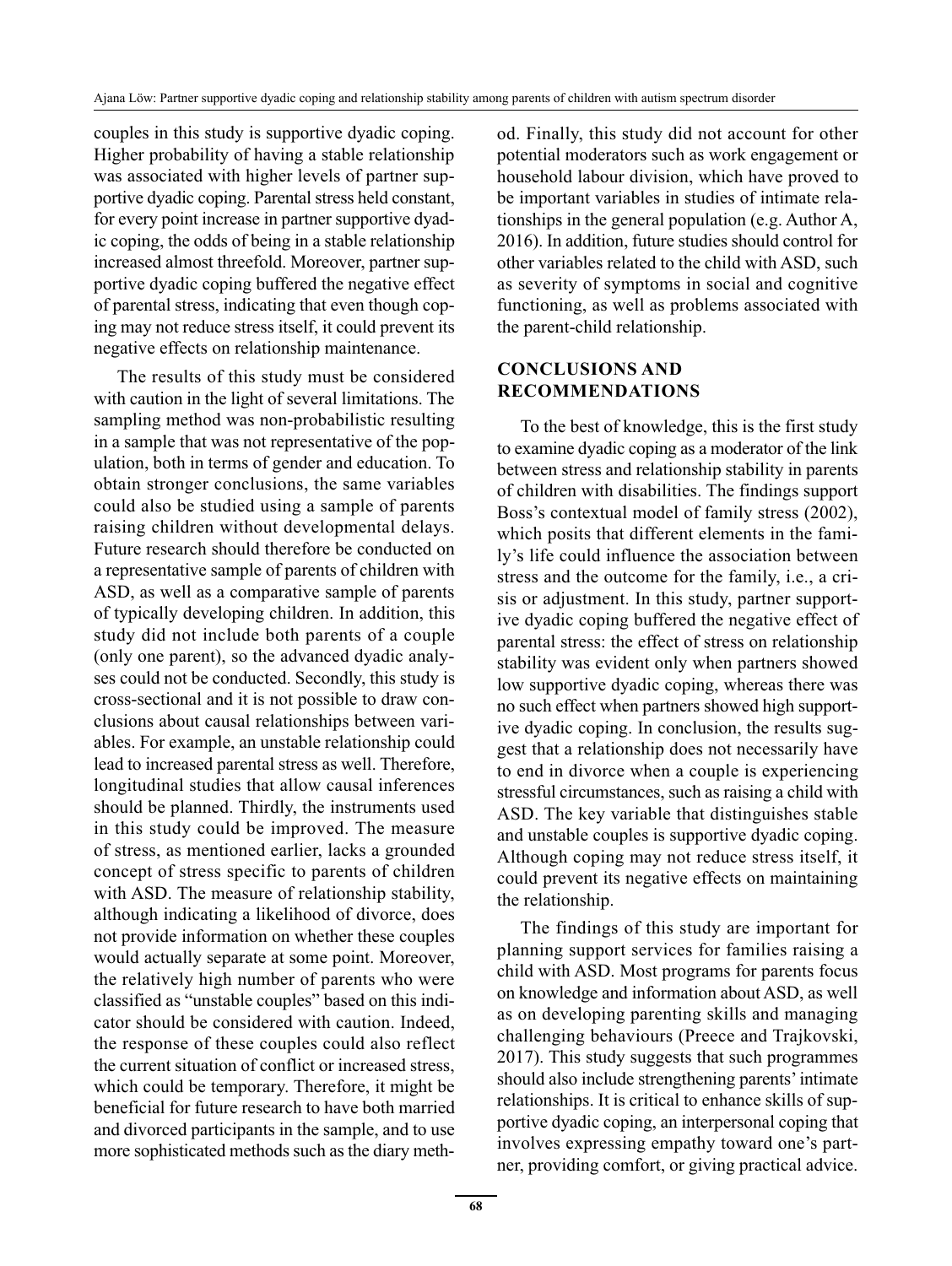couples in this study is supportive dyadic coping. Higher probability of having a stable relationship was associated with higher levels of partner supportive dyadic coping. Parental stress held constant, for every point increase in partner supportive dyadic coping, the odds of being in a stable relationship increased almost threefold. Moreover, partner supportive dyadic coping buffered the negative effect of parental stress, indicating that even though coping may not reduce stress itself, it could prevent its negative effects on relationship maintenance.

The results of this study must be considered with caution in the light of several limitations. The sampling method was non-probabilistic resulting in a sample that was not representative of the population, both in terms of gender and education. To obtain stronger conclusions, the same variables could also be studied using a sample of parents raising children without developmental delays. Future research should therefore be conducted on a representative sample of parents of children with ASD, as well as a comparative sample of parents of typically developing children. In addition, this study did not include both parents of a couple (only one parent), so the advanced dyadic analyses could not be conducted. Secondly, this study is cross-sectional and it is not possible to draw conclusions about causal relationships between variables. For example, an unstable relationship could lead to increased parental stress as well. Therefore, longitudinal studies that allow causal inferences should be planned. Thirdly, the instruments used in this study could be improved. The measure of stress, as mentioned earlier, lacks a grounded concept of stress specific to parents of children with ASD. The measure of relationship stability, although indicating a likelihood of divorce, does not provide information on whether these couples would actually separate at some point. Moreover, the relatively high number of parents who were classified as "unstable couples" based on this indicator should be considered with caution. Indeed, the response of these couples could also reflect the current situation of conflict or increased stress, which could be temporary. Therefore, it might be beneficial for future research to have both married and divorced participants in the sample, and to use more sophisticated methods such as the diary method. Finally, this study did not account for other potential moderators such as work engagement or household labour division, which have proved to be important variables in studies of intimate relationships in the general population (e.g. Author A, 2016). In addition, future studies should control for other variables related to the child with ASD, such as severity of symptoms in social and cognitive functioning, as well as problems associated with the parent-child relationship.

## CONCLUSIONS AND RECOMMENDATIONS

To the best of knowledge, this is the first study to examine dyadic coping as a moderator of the link between stress and relationship stability in parents of children with disabilities. The findings support Boss's contextual model of family stress (2002), which posits that different elements in the family's life could influence the association between stress and the outcome for the family, i.e., a crisis or adjustment. In this study, partner supportive dyadic coping buffered the negative effect of parental stress: the effect of stress on relationship stability was evident only when partners showed low supportive dyadic coping, whereas there was no such effect when partners showed high supportive dyadic coping. In conclusion, the results suggest that a relationship does not necessarily have to end in divorce when a couple is experiencing stressful circumstances, such as raising a child with ASD. The key variable that distinguishes stable and unstable couples is supportive dyadic coping. Although coping may not reduce stress itself, it could prevent its negative effects on maintaining the relationship.

The findings of this study are important for planning support services for families raising a child with ASD. Most programs for parents focus on knowledge and information about ASD, as well as on developing parenting skills and managing challenging behaviours (Preece and Trajkovski, 2017). This study suggests that such programmes should also include strengthening parents' intimate relationships. It is critical to enhance skills of supportive dyadic coping, an interpersonal coping that involves expressing empathy toward one's partner, providing comfort, or giving practical advice.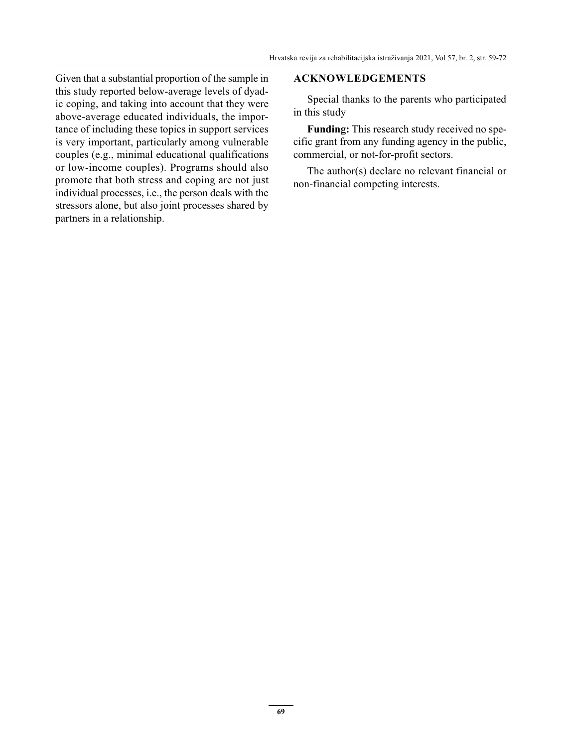Given that a substantial proportion of the sample in this study reported below-average levels of dyadic coping, and taking into account that they were above-average educated individuals, the importance of including these topics in support services is very important, particularly among vulnerable couples (e.g., minimal educational qualifications or low-income couples). Programs should also promote that both stress and coping are not just individual processes, i.e., the person deals with the stressors alone, but also joint processes shared by partners in a relationship.

## ACKNOWLEDGEMENTS

Special thanks to the parents who participated in this study

**Funding:** This research study received no specific grant from any funding agency in the public, commercial, or not-for-profit sectors.

The author(s) declare no relevant financial or non-financial competing interests.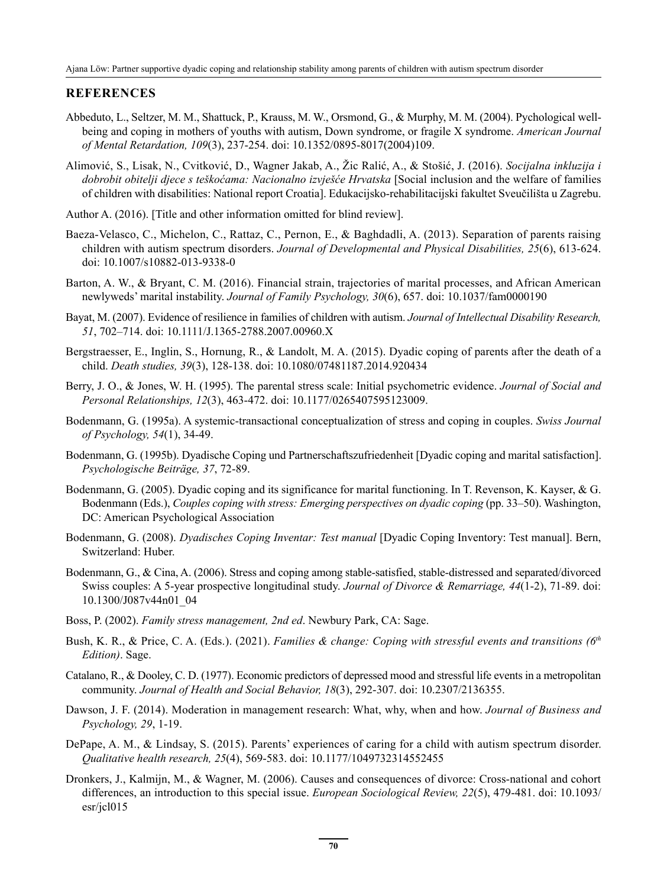## REFERENCES

Abbeduto, L., Seltzer, M. M., Shattuck, P., Krauss, M. W., Orsmond, G., & Murphy, M. M. (2004). Pychological well-being and coping in mothers of youths with autism, Down syndrome, or fragile X syndrome. *American Journal of Mental Retardation, 109*(3), 237-254. doi: 10.1352/0895-8017(2004)109.

Alimović, S., Lisak, N., Cvitković, D., Wagner Jakab, A., Žic Ralić, A., & Stošić, J. (2016). *Socijalna inkluzija i dobrobit obitelji djece s teškoćama: Nacionalno izvješće Hrvatska* [Social inclusion and the welfare of families of children with disabilities: National report Croatia]. Edukacijsko-rehabilitacijski fakultet Sveučilišta u Zagrebu.

Author A. (2016). [Title and other information omitted for blind review].

Baeza-Velasco, C., Michelon, C., Rattaz, C., Pernon, E., & Baghdadli, A. (2013). Separation of parents raising children with autism spectrum disorders. *Journal of Developmental and Physical Disabilities, 25*(6), 613-624. doi: 10.1007/s10882-013-9338-0

Barton, A. W., & Bryant, C. M. (2016). Financial strain, trajectories of marital processes, and African American newlyweds' marital instability. *Journal of Family Psychology, 30*(6), 657. doi: 10.1037/fam0000190

Bayat, M. (2007). Evidence of resilience in families of children with autism. *Journal of Intellectual Disability Research, 51*, 702–714. doi: 10.1111/J.1365-2788.2007.00960.X

Bergstraesser, E., Inglin, S., Hornung, R., & Landolt, M. A. (2015). Dyadic coping of parents after the death of a child. *Death studies, 39*(3), 128-138. doi: 10.1080/07481187.2014.920434

Berry, J. O., & Jones, W. H. (1995). The parental stress scale: Initial psychometric evidence. *Journal of Social and Personal Relationships, 12*(3), 463-472. doi: 10.1177/0265407595123009.

Bodenmann, G. (1995a). A systemic-transactional conceptualization of stress and coping in couples. *Swiss Journal of Psychology, 54*(1), 34-49.

Bodenmann, G. (1995b). Dyadische Coping und Partnerschaftszufriedenheit [Dyadic coping and marital satisfaction]. *Psychologische Beiträge, 37*, 72-89.

Bodenmann, G. (2005). Dyadic coping and its significance for marital functioning. In T. Revenson, K. Kayser, & G. Bodenmann (Eds.), *Couples coping with stress: Emerging perspectives on dyadic coping* (pp. 33–50). Washington, DC: American Psychological Association

Bodenmann, G. (2008). *Dyadisches Coping Inventar: Test manual* [Dyadic Coping Inventory: Test manual]. Bern, Switzerland: Huber.

Bodenmann, G., & Cina, A. (2006). Stress and coping among stable-satisfied, stable-distressed and separated/divorced Swiss couples: A 5-year prospective longitudinal study. *Journal of Divorce & Remarriage, 44*(1-2), 71-89. doi: 10.1300/J087v44n01_04

Boss, P. (2002). *Family stress management, 2nd ed*. Newbury Park, CA: Sage.

Bush, K. R., & Price, C. A. (Eds.). (2021). *Families & change: Coping with stressful events and transitions (6th Edition)*. Sage.

Catalano, R., & Dooley, C. D. (1977). Economic predictors of depressed mood and stressful life events in a metropolitan community. *Journal of Health and Social Behavior, 18*(3), 292-307. doi: 10.2307/2136355.

Dawson, J. F. (2014). Moderation in management research: What, why, when and how. *Journal of Business and Psychology, 29*, 1-19.

DePape, A. M., & Lindsay, S. (2015). Parents' experiences of caring for a child with autism spectrum disorder. *Qualitative health research, 25*(4), 569-583. doi: 10.1177/1049732314552455

Dronkers, J., Kalmijn, M., & Wagner, M. (2006). Causes and consequences of divorce: Cross-national and cohort differences, an introduction to this special issue. *European Sociological Review, 22*(5), 479-481. doi: 10.1093/esr/jcl015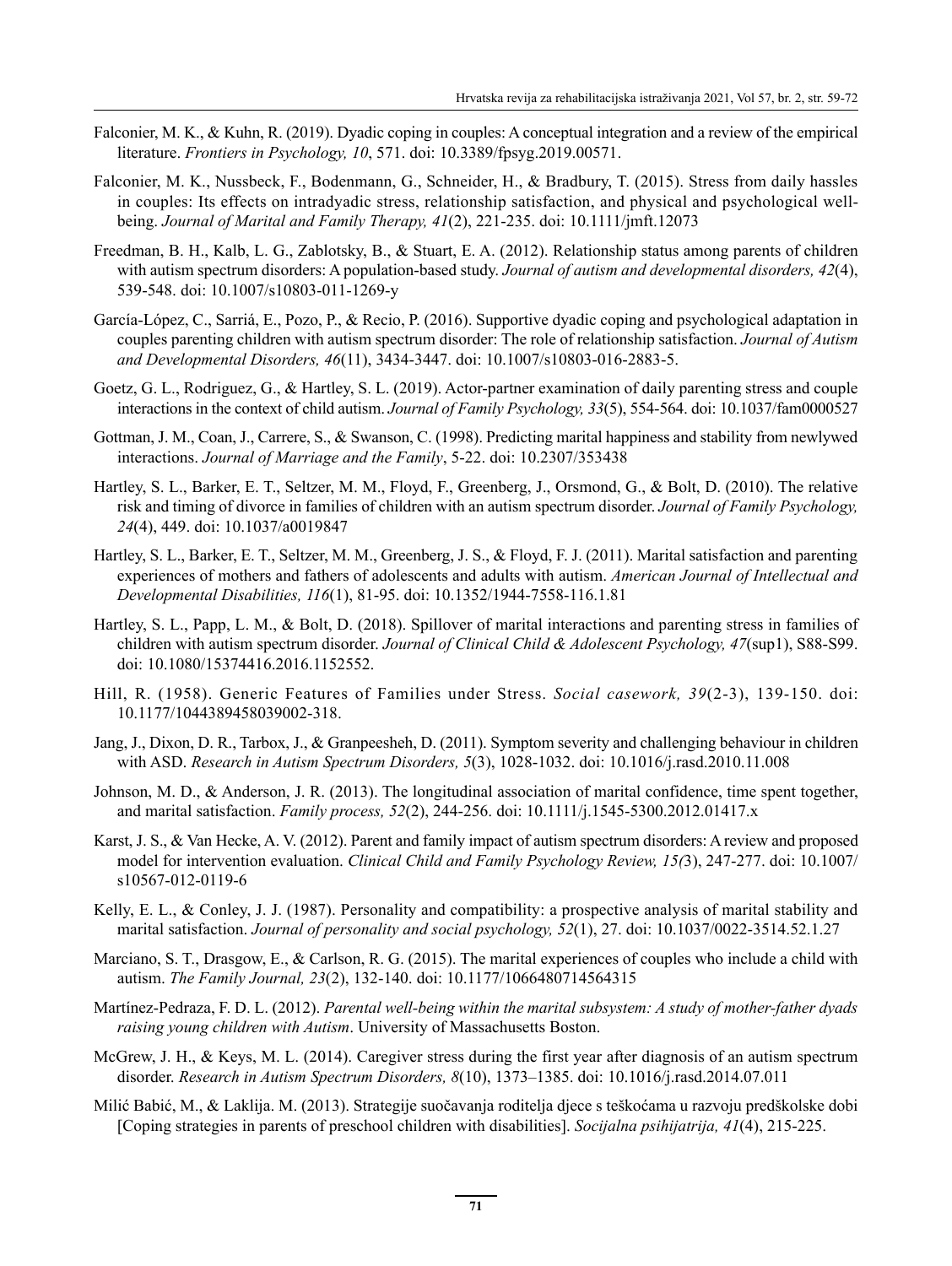Falconier, M. K., & Kuhn, R. (2019). Dyadic coping in couples: A conceptual integration and a review of the empirical literature. *Frontiers in Psychology, 10*, 571. doi: 10.3389/fpsyg.2019.00571.

Falconier, M. K., Nussbeck, F., Bodenmann, G., Schneider, H., & Bradbury, T. (2015). Stress from daily hassles in couples: Its effects on intradyadic stress, relationship satisfaction, and physical and psychological well-being. *Journal of Marital and Family Therapy, 41*(2), 221-235. doi: 10.1111/jmft.12073

Freedman, B. H., Kalb, L. G., Zablotsky, B., & Stuart, E. A. (2012). Relationship status among parents of children with autism spectrum disorders: A population-based study. *Journal of autism and developmental disorders, 42*(4), 539-548. doi: 10.1007/s10803-011-1269-y

García-López, C., Sarriá, E., Pozo, P., & Recio, P. (2016). Supportive dyadic coping and psychological adaptation in couples parenting children with autism spectrum disorder: The role of relationship satisfaction. *Journal of Autism and Developmental Disorders, 46*(11), 3434-3447. doi: 10.1007/s10803-016-2883-5.

Goetz, G. L., Rodriguez, G., & Hartley, S. L. (2019). Actor-partner examination of daily parenting stress and couple interactions in the context of child autism. *Journal of Family Psychology, 33*(5), 554-564. doi: 10.1037/fam0000527

Gottman, J. M., Coan, J., Carrere, S., & Swanson, C. (1998). Predicting marital happiness and stability from newlywed interactions. *Journal of Marriage and the Family*, 5-22. doi: 10.2307/353438

Hartley, S. L., Barker, E. T., Seltzer, M. M., Floyd, F., Greenberg, J., Orsmond, G., & Bolt, D. (2010). The relative risk and timing of divorce in families of children with an autism spectrum disorder. *Journal of Family Psychology, 24*(4), 449. doi: 10.1037/a0019847

Hartley, S. L., Barker, E. T., Seltzer, M. M., Greenberg, J. S., & Floyd, F. J. (2011). Marital satisfaction and parenting experiences of mothers and fathers of adolescents and adults with autism. *American Journal of Intellectual and Developmental Disabilities, 116*(1), 81-95. doi: 10.1352/1944-7558-116.1.81

Hartley, S. L., Papp, L. M., & Bolt, D. (2018). Spillover of marital interactions and parenting stress in families of children with autism spectrum disorder. *Journal of Clinical Child & Adolescent Psychology, 47*(sup1), S88-S99. doi: 10.1080/15374416.2016.1152552.

Hill, R. (1958). Generic Features of Families under Stress. *Social casework, 39*(2-3), 139-150. doi: 10.1177/1044389458039002-318.

Jang, J., Dixon, D. R., Tarbox, J., & Granpeesheh, D. (2011). Symptom severity and challenging behaviour in children with ASD. *Research in Autism Spectrum Disorders, 5*(3), 1028-1032. doi: 10.1016/j.rasd.2010.11.008

Johnson, M. D., & Anderson, J. R. (2013). The longitudinal association of marital confidence, time spent together, and marital satisfaction. *Family process, 52*(2), 244-256. doi: 10.1111/j.1545-5300.2012.01417.x

Karst, J. S., & Van Hecke, A. V. (2012). Parent and family impact of autism spectrum disorders: A review and proposed model for intervention evaluation. *Clinical Child and Family Psychology Review, 15(*3), 247-277. doi: 10.1007/s10567-012-0119-6

Kelly, E. L., & Conley, J. J. (1987). Personality and compatibility: a prospective analysis of marital stability and marital satisfaction. *Journal of personality and social psychology, 52*(1), 27. doi: 10.1037/0022-3514.52.1.27

Marciano, S. T., Drasgow, E., & Carlson, R. G. (2015). The marital experiences of couples who include a child with autism. *The Family Journal, 23*(2), 132-140. doi: 10.1177/1066480714564315

Martínez-Pedraza, F. D. L. (2012). *Parental well-being within the marital subsystem: A study of mother-father dyads raising young children with Autism*. University of Massachusetts Boston.

McGrew, J. H., & Keys, M. L. (2014). Caregiver stress during the first year after diagnosis of an autism spectrum disorder. *Research in Autism Spectrum Disorders, 8*(10), 1373–1385. doi: 10.1016/j.rasd.2014.07.011

Milić Babić, M., & Laklija. M. (2013). Strategije suočavanja roditelja djece s teškoćama u razvoju predškolske dobi [Coping strategies in parents of preschool children with disabilities]. *Socijalna psihijatrija, 41*(4), 215-225.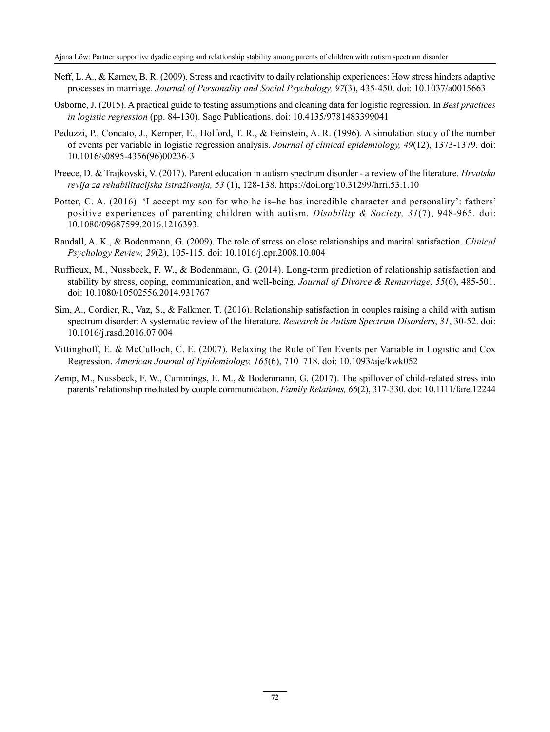Neff, L. A., & Karney, B. R. (2009). Stress and reactivity to daily relationship experiences: How stress hinders adaptive processes in marriage. *Journal of Personality and Social Psychology, 97*(3), 435-450. doi: 10.1037/a0015663

Osborne, J. (2015). A practical guide to testing assumptions and cleaning data for logistic regression. In *Best practices in logistic regression* (pp. 84-130). Sage Publications. doi: 10.4135/9781483399041

Peduzzi, P., Concato, J., Kemper, E., Holford, T. R., & Feinstein, A. R. (1996). A simulation study of the number of events per variable in logistic regression analysis. *Journal of clinical epidemiology, 49*(12), 1373-1379. doi: 10.1016/s0895-4356(96)00236-3

Preece, D. & Trajkovski, V. (2017). Parent education in autism spectrum disorder - a review of the literature. *Hrvatska revija za rehabilitacijska istraživanja, 53* (1), 128-138. https://doi.org/10.31299/hrri.53.1.10

Potter, C. A. (2016). 'I accept my son for who he is–he has incredible character and personality': fathers' positive experiences of parenting children with autism. *Disability & Society, 31*(7), 948-965. doi: 10.1080/09687599.2016.1216393.

Randall, A. K., & Bodenmann, G. (2009). The role of stress on close relationships and marital satisfaction. *Clinical Psychology Review, 29*(2), 105-115. doi: 10.1016/j.cpr.2008.10.004

Ruffieux, M., Nussbeck, F. W., & Bodenmann, G. (2014). Long-term prediction of relationship satisfaction and stability by stress, coping, communication, and well-being. *Journal of Divorce & Remarriage, 55*(6), 485-501. doi: 10.1080/10502556.2014.931767

Sim, A., Cordier, R., Vaz, S., & Falkmer, T. (2016). Relationship satisfaction in couples raising a child with autism spectrum disorder: A systematic review of the literature. *Research in Autism Spectrum Disorders*, *31*, 30-52. doi: 10.1016/j.rasd.2016.07.004

Vittinghoff, E. & McCulloch, C. E. (2007). Relaxing the Rule of Ten Events per Variable in Logistic and Cox Regression. *American Journal of Epidemiology, 165*(6), 710–718. doi: 10.1093/aje/kwk052

Zemp, M., Nussbeck, F. W., Cummings, E. M., & Bodenmann, G. (2017). The spillover of child-related stress into parents' relationship mediated by couple communication. *Family Relations, 66*(2), 317-330. doi: 10.1111/fare.12244